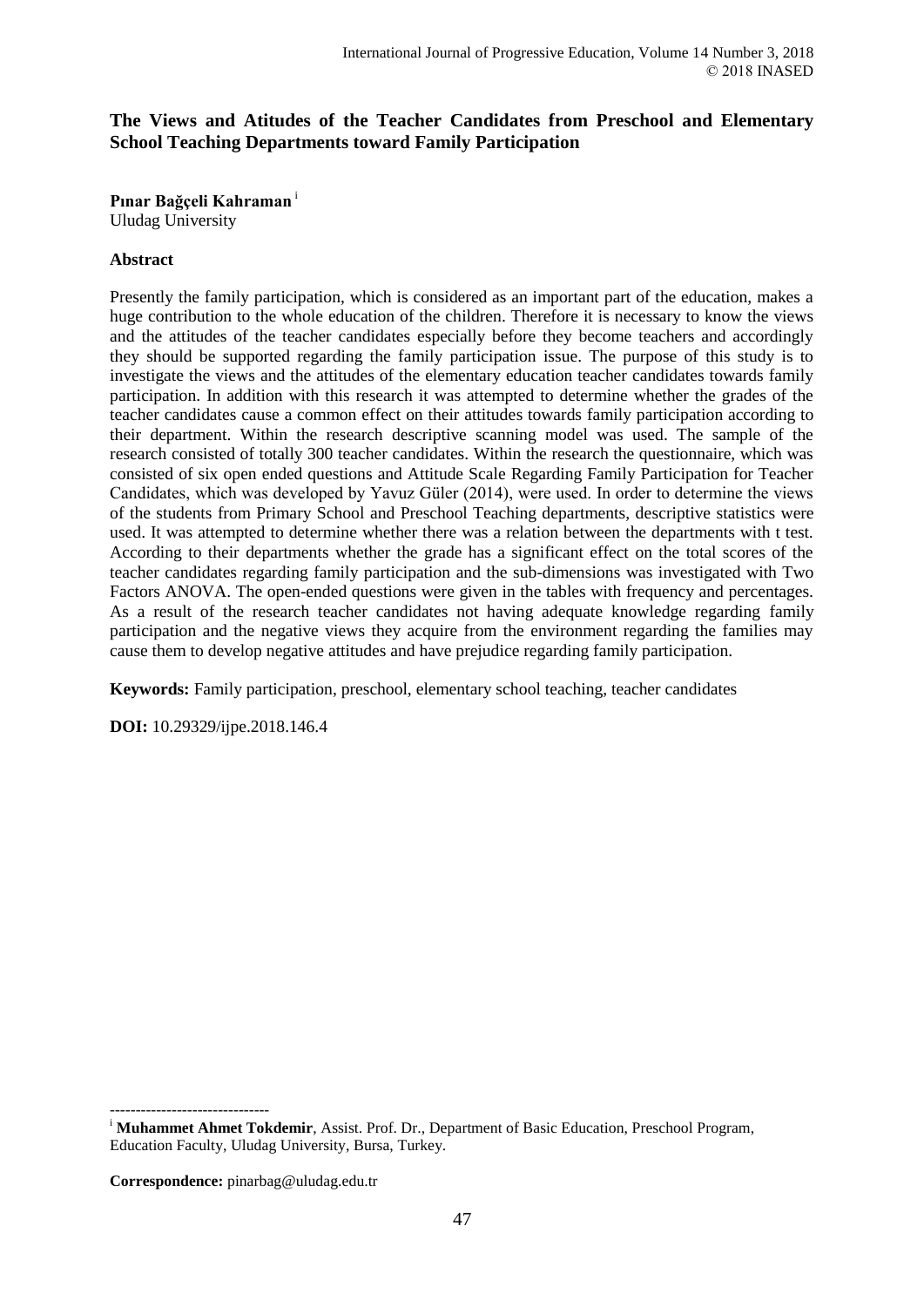# The Views and Atitudes of the Teacher Candidates from Preschool and Elementary School Teaching Departments toward Family Participation

**Pınar Bağçeli Kahraman** [i]
Uludag University

## Abstract

Presently the family participation, which is considered as an important part of the education, makes a huge contribution to the whole education of the children. Therefore it is necessary to know the views and the attitudes of the teacher candidates especially before they become teachers and accordingly they should be supported regarding the family participation issue. The purpose of this study is to investigate the views and the attitudes of the elementary education teacher candidates towards family participation. In addition with this research it was attempted to determine whether the grades of the teacher candidates cause a common effect on their attitudes towards family participation according to their department. Within the research descriptive scanning model was used. The sample of the research consisted of totally 300 teacher candidates. Within the research the questionnaire, which was consisted of six open ended questions and Attitude Scale Regarding Family Participation for Teacher Candidates, which was developed by Yavuz Güler (2014), were used. In order to determine the views of the students from Primary School and Preschool Teaching departments, descriptive statistics were used. It was attempted to determine whether there was a relation between the departments with t test. According to their departments whether the grade has a significant effect on the total scores of the teacher candidates regarding family participation and the sub-dimensions was investigated with Two Factors ANOVA. The open-ended questions were given in the tables with frequency and percentages. As a result of the research teacher candidates not having adequate knowledge regarding family participation and the negative views they acquire from the environment regarding the families may cause them to develop negative attitudes and have prejudice regarding family participation.

**Keywords:** Family participation, preschool, elementary school teaching, teacher candidates

**DOI:** 10.29329/ijpe.2018.146.4

-------------------------------

[i] **Muhammet Ahmet Tokdemir**, Assist. Prof. Dr., Department of Basic Education, Preschool Program, Education Faculty, Uludag University, Bursa, Turkey.

**Correspondence:** pinarbag@uludag.edu.tr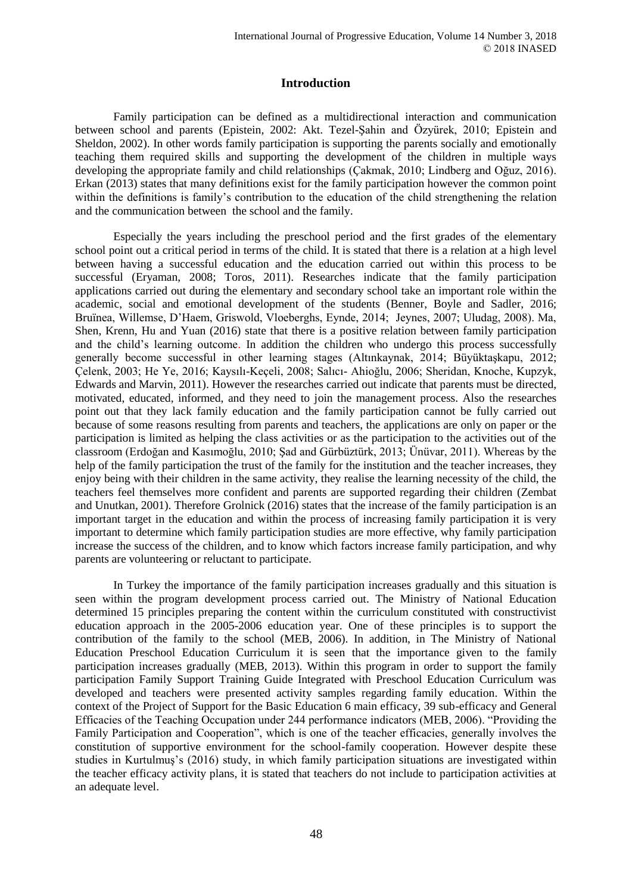## Introduction

Family participation can be defined as a multidirectional interaction and communication between school and parents (Epistein, 2002: Akt. Tezel-Şahin and Özyürek, 2010; Epistein and Sheldon, 2002). In other words family participation is supporting the parents socially and emotionally teaching them required skills and supporting the development of the children in multiple ways developing the appropriate family and child relationships (Çakmak, 2010; Lindberg and Oğuz, 2016). Erkan (2013) states that many definitions exist for the family participation however the common point within the definitions is family's contribution to the education of the child strengthening the relation and the communication between the school and the family.

Especially the years including the preschool period and the first grades of the elementary school point out a critical period in terms of the child. It is stated that there is a relation at a high level between having a successful education and the education carried out within this process to be successful (Eryaman, 2008; Toros, 2011). Researches indicate that the family participation applications carried out during the elementary and secondary school take an important role within the academic, social and emotional development of the students (Benner, Boyle and Sadler, 2016; Bruïnea, Willemse, D'Haem, Griswold, Vloeberghs, Eynde, 2014; Jeynes, 2007; Uludag, 2008). Ma, Shen, Krenn, Hu and Yuan (2016) state that there is a positive relation between family participation and the child's learning outcome. In addition the children who undergo this process successfully generally become successful in other learning stages (Altınkaynak, 2014; Büyüktaşkapu, 2012; Çelenk, 2003; He Ye, 2016; Kaysılı-Keçeli, 2008; Salıcı- Ahioğlu, 2006; Sheridan, Knoche, Kupzyk, Edwards and Marvin, 2011). However the researches carried out indicate that parents must be directed, motivated, educated, informed, and they need to join the management process. Also the researches point out that they lack family education and the family participation cannot be fully carried out because of some reasons resulting from parents and teachers, the applications are only on paper or the participation is limited as helping the class activities or as the participation to the activities out of the classroom (Erdoğan and Kasımoğlu, 2010; Şad and Gürbüztürk, 2013; Ünüvar, 2011). Whereas by the help of the family participation the trust of the family for the institution and the teacher increases, they enjoy being with their children in the same activity, they realise the learning necessity of the child, the teachers feel themselves more confident and parents are supported regarding their children (Zembat and Unutkan, 2001). Therefore Grolnick (2016) states that the increase of the family participation is an important target in the education and within the process of increasing family participation it is very important to determine which family participation studies are more effective, why family participation increase the success of the children, and to know which factors increase family participation, and why parents are volunteering or reluctant to participate.

In Turkey the importance of the family participation increases gradually and this situation is seen within the program development process carried out. The Ministry of National Education determined 15 principles preparing the content within the curriculum constituted with constructivist education approach in the 2005-2006 education year. One of these principles is to support the contribution of the family to the school (MEB, 2006). In addition, in The Ministry of National Education Preschool Education Curriculum it is seen that the importance given to the family participation increases gradually (MEB, 2013). Within this program in order to support the family participation Family Support Training Guide Integrated with Preschool Education Curriculum was developed and teachers were presented activity samples regarding family education. Within the context of the Project of Support for the Basic Education 6 main efficacy, 39 sub-efficacy and General Efficacies of the Teaching Occupation under 244 performance indicators (MEB, 2006). "Providing the Family Participation and Cooperation", which is one of the teacher efficacies, generally involves the constitution of supportive environment for the school-family cooperation. However despite these studies in Kurtulmuş's (2016) study, in which family participation situations are investigated within the teacher efficacy activity plans, it is stated that teachers do not include to participation activities at an adequate level.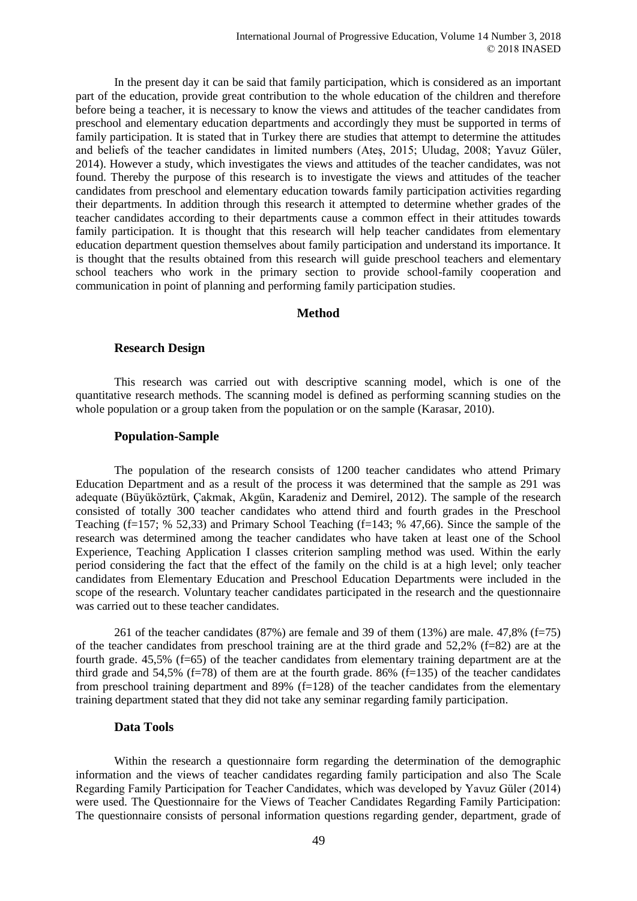In the present day it can be said that family participation, which is considered as an important part of the education, provide great contribution to the whole education of the children and therefore before being a teacher, it is necessary to know the views and attitudes of the teacher candidates from preschool and elementary education departments and accordingly they must be supported in terms of family participation. It is stated that in Turkey there are studies that attempt to determine the attitudes and beliefs of the teacher candidates in limited numbers (Ateş, 2015; Uludag, 2008; Yavuz Güler, 2014). However a study, which investigates the views and attitudes of the teacher candidates, was not found. Thereby the purpose of this research is to investigate the views and attitudes of the teacher candidates from preschool and elementary education towards family participation activities regarding their departments. In addition through this research it attempted to determine whether grades of the teacher candidates according to their departments cause a common effect in their attitudes towards family participation. It is thought that this research will help teacher candidates from elementary education department question themselves about family participation and understand its importance. It is thought that the results obtained from this research will guide preschool teachers and elementary school teachers who work in the primary section to provide school-family cooperation and communication in point of planning and performing family participation studies.

## Method

### Research Design

This research was carried out with descriptive scanning model, which is one of the quantitative research methods. The scanning model is defined as performing scanning studies on the whole population or a group taken from the population or on the sample (Karasar, 2010).

### Population-Sample

The population of the research consists of 1200 teacher candidates who attend Primary Education Department and as a result of the process it was determined that the sample as 291 was adequate (Büyüköztürk, Çakmak, Akgün, Karadeniz and Demirel, 2012). The sample of the research consisted of totally 300 teacher candidates who attend third and fourth grades in the Preschool Teaching (f=157; % 52,33) and Primary School Teaching (f=143; % 47,66). Since the sample of the research was determined among the teacher candidates who have taken at least one of the School Experience, Teaching Application I classes criterion sampling method was used. Within the early period considering the fact that the effect of the family on the child is at a high level; only teacher candidates from Elementary Education and Preschool Education Departments were included in the scope of the research. Voluntary teacher candidates participated in the research and the questionnaire was carried out to these teacher candidates.

261 of the teacher candidates (87%) are female and 39 of them (13%) are male. 47,8% (f=75) of the teacher candidates from preschool training are at the third grade and 52,2% (f=82) are at the fourth grade. 45,5% (f=65) of the teacher candidates from elementary training department are at the third grade and 54,5% (f=78) of them are at the fourth grade. 86% (f=135) of the teacher candidates from preschool training department and 89% (f=128) of the teacher candidates from the elementary training department stated that they did not take any seminar regarding family participation.

### Data Tools

Within the research a questionnaire form regarding the determination of the demographic information and the views of teacher candidates regarding family participation and also The Scale Regarding Family Participation for Teacher Candidates, which was developed by Yavuz Güler (2014) were used. The Questionnaire for the Views of Teacher Candidates Regarding Family Participation: The questionnaire consists of personal information questions regarding gender, department, grade of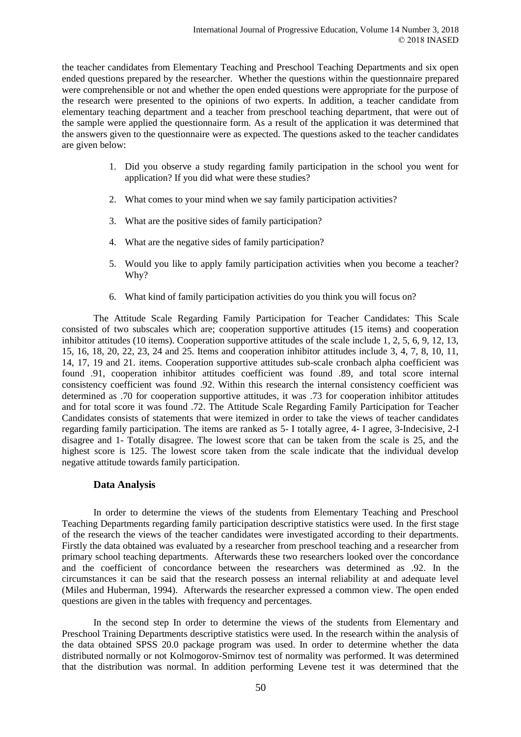the teacher candidates from Elementary Teaching and Preschool Teaching Departments and six open ended questions prepared by the researcher. Whether the questions within the questionnaire prepared were comprehensible or not and whether the open ended questions were appropriate for the purpose of the research were presented to the opinions of two experts. In addition, a teacher candidate from elementary teaching department and a teacher from preschool teaching department, that were out of the sample were applied the questionnaire form. As a result of the application it was determined that the answers given to the questionnaire were as expected. The questions asked to the teacher candidates are given below:

1. Did you observe a study regarding family participation in the school you went for application? If you did what were these studies?
2. What comes to your mind when we say family participation activities?
3. What are the positive sides of family participation?
4. What are the negative sides of family participation?
5. Would you like to apply family participation activities when you become a teacher? Why?
6. What kind of family participation activities do you think you will focus on?

The Attitude Scale Regarding Family Participation for Teacher Candidates: This Scale consisted of two subscales which are; cooperation supportive attitudes (15 items) and cooperation inhibitor attitudes (10 items). Cooperation supportive attitudes of the scale include 1, 2, 5, 6, 9, 12, 13, 15, 16, 18, 20, 22, 23, 24 and 25. Items and cooperation inhibitor attitudes include 3, 4, 7, 8, 10, 11, 14, 17, 19 and 21. items. Cooperation supportive attitudes sub-scale cronbach alpha coefficient was found .91, cooperation inhibitor attitudes coefficient was found .89, and total score internal consistency coefficient was found .92. Within this research the internal consistency coefficient was determined as .70 for cooperation supportive attitudes, it was .73 for cooperation inhibitor attitudes and for total score it was found .72. The Attitude Scale Regarding Family Participation for Teacher Candidates consists of statements that were itemized in order to take the views of teacher candidates regarding family participation. The items are ranked as 5- I totally agree, 4- I agree, 3-Indecisive, 2-I disagree and 1- Totally disagree. The lowest score that can be taken from the scale is 25, and the highest score is 125. The lowest score taken from the scale indicate that the individual develop negative attitude towards family participation.

### Data Analysis

In order to determine the views of the students from Elementary Teaching and Preschool Teaching Departments regarding family participation descriptive statistics were used. In the first stage of the research the views of the teacher candidates were investigated according to their departments. Firstly the data obtained was evaluated by a researcher from preschool teaching and a researcher from primary school teaching departments. Afterwards these two researchers looked over the concordance and the coefficient of concordance between the researchers was determined as .92. In the circumstances it can be said that the research possess an internal reliability at and adequate level (Miles and Huberman, 1994). Afterwards the researcher expressed a common view. The open ended questions are given in the tables with frequency and percentages.

In the second step In order to determine the views of the students from Elementary and Preschool Training Departments descriptive statistics were used. In the research within the analysis of the data obtained SPSS 20.0 package program was used. In order to determine whether the data distributed normally or not Kolmogorov-Smirnov test of normality was performed. It was determined that the distribution was normal. In addition performing Levene test it was determined that the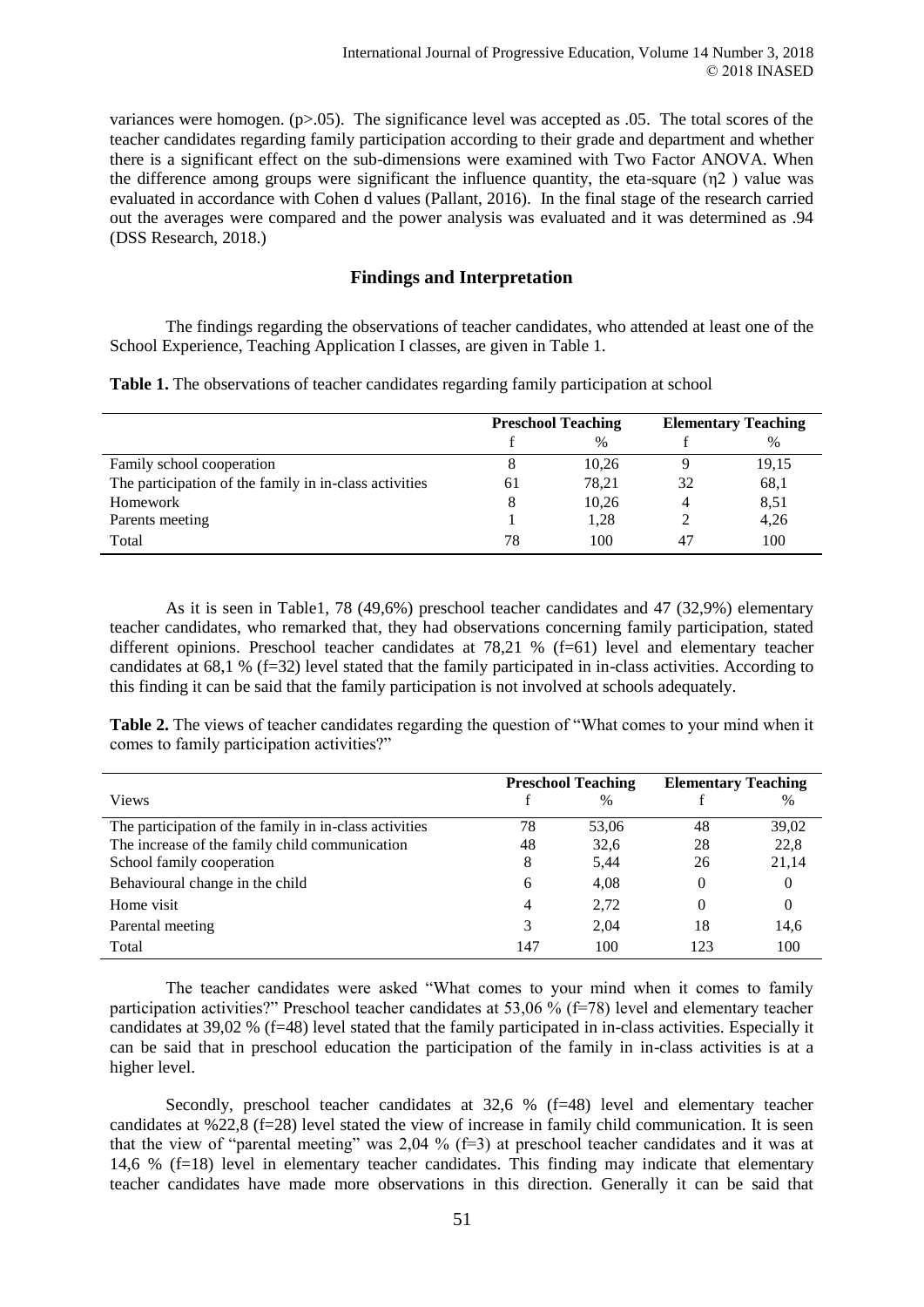variances were homogen. ($p>.05$). The significance level was accepted as .05. The total scores of the teacher candidates regarding family participation according to their grade and department and whether there is a significant effect on the sub-dimensions were examined with Two Factor ANOVA. When the difference among groups were significant the influence quantity, the eta-square ($\eta2$ ) value was evaluated in accordance with Cohen d values (Pallant, 2016). In the final stage of the research carried out the averages were compared and the power analysis was evaluated and it was determined as .94 (DSS Research, 2018.)

## Findings and Interpretation

The findings regarding the observations of teacher candidates, who attended at least one of the School Experience, Teaching Application I classes, are given in Table 1.

**Table 1.** The observations of teacher candidates regarding family participation at school

| | **Preschool Teaching** | | **Elementary Teaching** | |
|---|---|---|---|---|
| | f | % | f | % |
| Family school cooperation | 8 | 10,26 | 9 | 19,15 |
| The participation of the family in in-class activities | 61 | 78,21 | 32 | 68,1 |
| Homework | 8 | 10,26 | 4 | 8,51 |
| Parents meeting | 1 | 1,28 | 2 | 4,26 |
| Total | 78 | 100 | 47 | 100 |

As it is seen in Table1, 78 (49,6%) preschool teacher candidates and 47 (32,9%) elementary teacher candidates, who remarked that, they had observations concerning family participation, stated different opinions. Preschool teacher candidates at 78,21 % (f=61) level and elementary teacher candidates at 68,1 % (f=32) level stated that the family participated in in-class activities. According to this finding it can be said that the family participation is not involved at schools adequately.

**Table 2.** The views of teacher candidates regarding the question of "What comes to your mind when it comes to family participation activities?"

| | **Preschool Teaching** | | **Elementary Teaching** | |
|---|---|---|---|---|
| Views | f | % | f | % |
| The participation of the family in in-class activities | 78 | 53,06 | 48 | 39,02 |
| The increase of the family child communication | 48 | 32,6 | 28 | 22,8 |
| School family cooperation | 8 | 5,44 | 26 | 21,14 |
| Behavioural change in the child | 6 | 4,08 | 0 | 0 |
| Home visit | 4 | 2,72 | 0 | 0 |
| Parental meeting | 3 | 2,04 | 18 | 14,6 |
| Total | 147 | 100 | 123 | 100 |

The teacher candidates were asked "What comes to your mind when it comes to family participation activities?" Preschool teacher candidates at 53,06 % (f=78) level and elementary teacher candidates at 39,02 % (f=48) level stated that the family participated in in-class activities. Especially it can be said that in preschool education the participation of the family in in-class activities is at a higher level.

Secondly, preschool teacher candidates at 32,6 % (f=48) level and elementary teacher candidates at %22,8 (f=28) level stated the view of increase in family child communication. It is seen that the view of "parental meeting" was 2,04 % (f=3) at preschool teacher candidates and it was at 14,6 % (f=18) level in elementary teacher candidates. This finding may indicate that elementary teacher candidates have made more observations in this direction. Generally it can be said that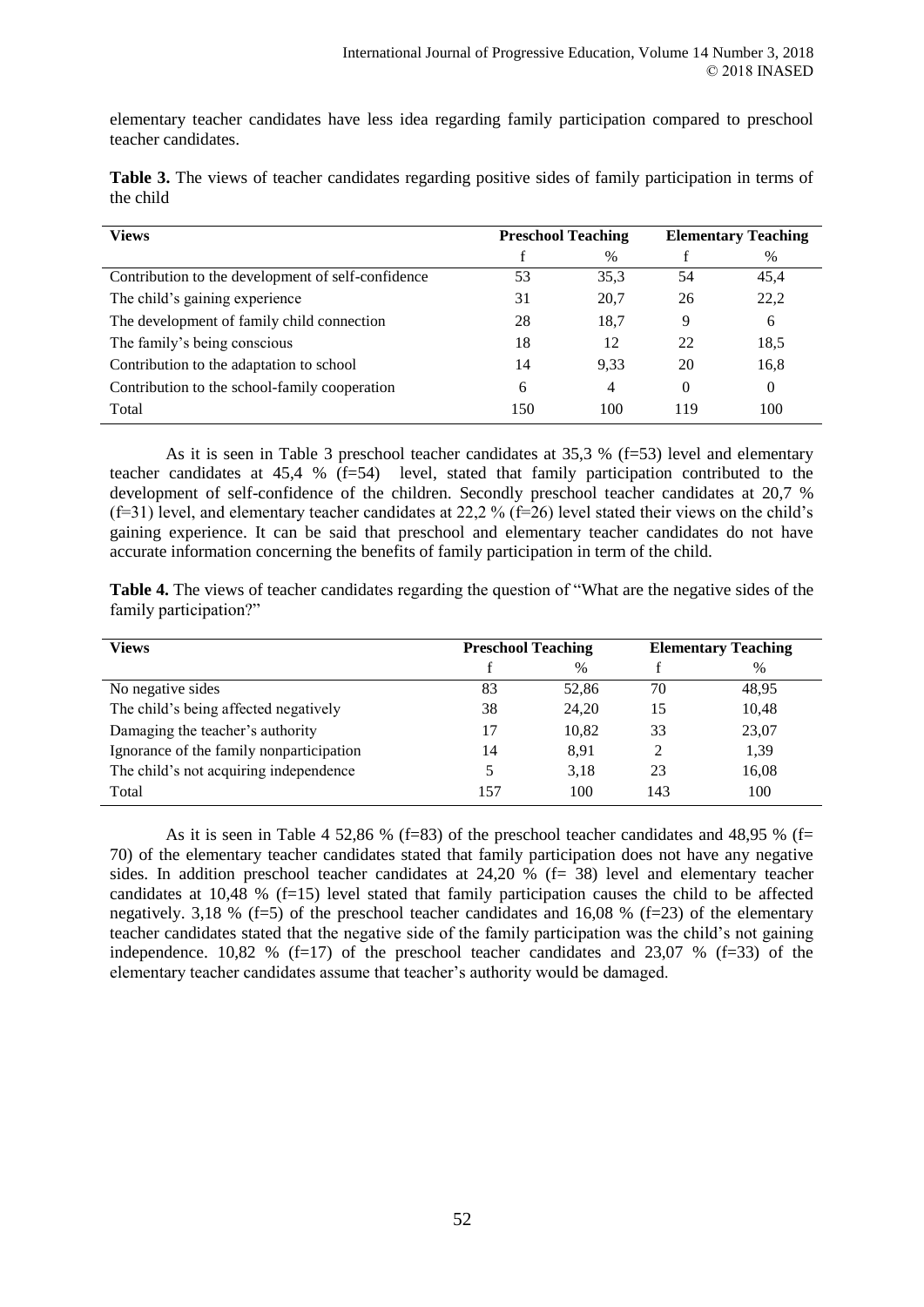elementary teacher candidates have less idea regarding family participation compared to preschool teacher candidates.

**Table 3.** The views of teacher candidates regarding positive sides of family participation in terms of the child

| Views | Preschool Teaching | | Elementary Teaching | |
|---|---|---|---|---|
| | f | % | f | % |
| Contribution to the development of self-confidence | 53 | 35,3 | 54 | 45,4 |
| The child's gaining experience | 31 | 20,7 | 26 | 22,2 |
| The development of family child connection | 28 | 18,7 | 9 | 6 |
| The family's being conscious | 18 | 12 | 22 | 18,5 |
| Contribution to the adaptation to school | 14 | 9,33 | 20 | 16,8 |
| Contribution to the school-family cooperation | 6 | 4 | 0 | 0 |
| Total | 150 | 100 | 119 | 100 |

As it is seen in Table 3 preschool teacher candidates at 35,3 % (f=53) level and elementary teacher candidates at 45,4 % (f=54) level, stated that family participation contributed to the development of self-confidence of the children. Secondly preschool teacher candidates at 20,7 % (f=31) level, and elementary teacher candidates at 22,2 % (f=26) level stated their views on the child's gaining experience. It can be said that preschool and elementary teacher candidates do not have accurate information concerning the benefits of family participation in term of the child.

**Table 4.** The views of teacher candidates regarding the question of "What are the negative sides of the family participation?"

| Views | Preschool Teaching | | Elementary Teaching | |
|---|---|---|---|---|
| | f | % | f | % |
| No negative sides | 83 | 52,86 | 70 | 48,95 |
| The child's being affected negatively | 38 | 24,20 | 15 | 10,48 |
| Damaging the teacher's authority | 17 | 10,82 | 33 | 23,07 |
| Ignorance of the family nonparticipation | 14 | 8,91 | 2 | 1,39 |
| The child's not acquiring independence | 5 | 3,18 | 23 | 16,08 |
| Total | 157 | 100 | 143 | 100 |

As it is seen in Table 4 52,86 % (f=83) of the preschool teacher candidates and 48,95 % (f= 70) of the elementary teacher candidates stated that family participation does not have any negative sides. In addition preschool teacher candidates at 24,20 % (f= 38) level and elementary teacher candidates at 10,48 % (f=15) level stated that family participation causes the child to be affected negatively. 3,18 % (f=5) of the preschool teacher candidates and 16,08 % (f=23) of the elementary teacher candidates stated that the negative side of the family participation was the child's not gaining independence. 10,82 % (f=17) of the preschool teacher candidates and 23,07 % (f=33) of the elementary teacher candidates assume that teacher's authority would be damaged.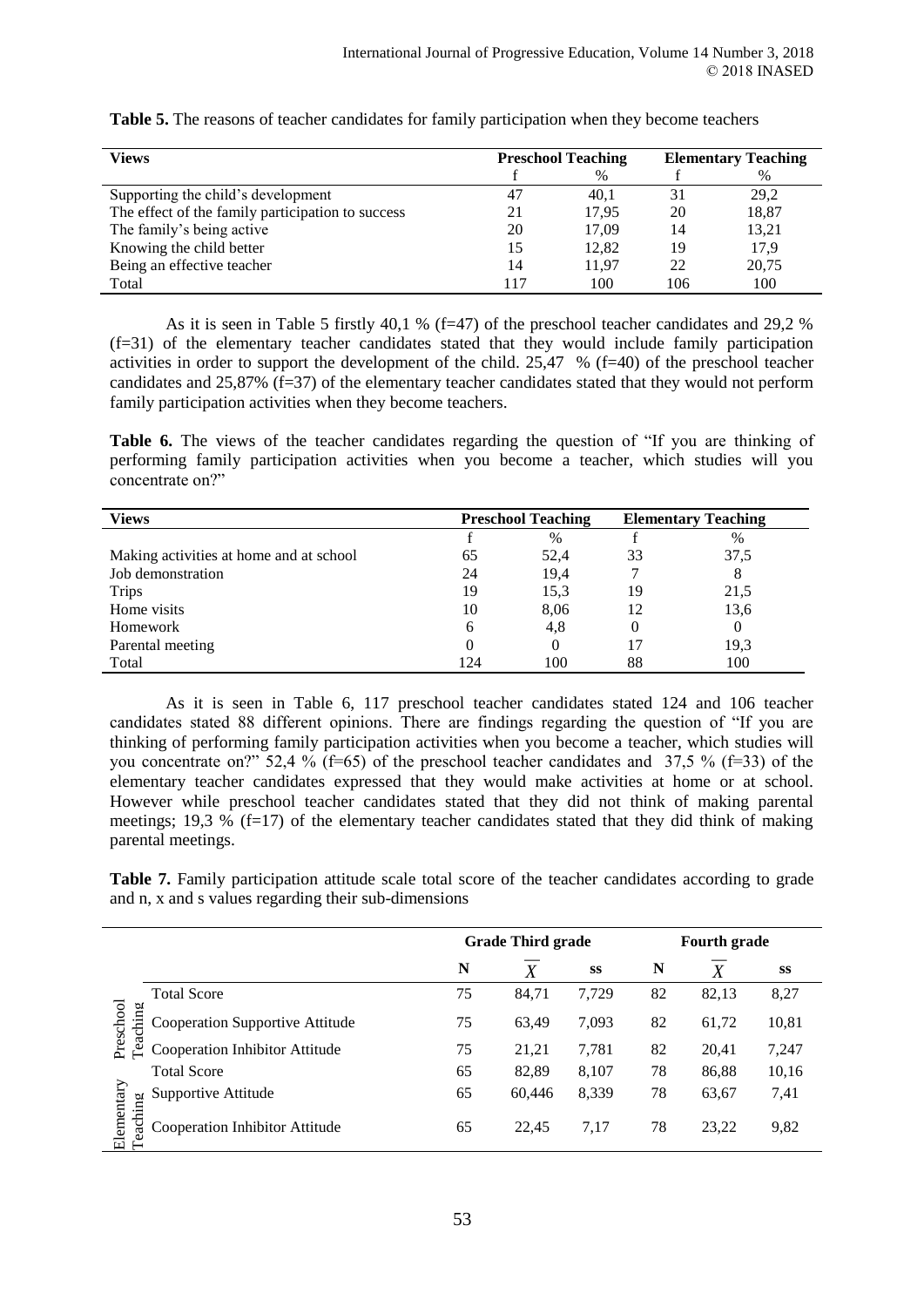**Table 5.** The reasons of teacher candidates for family participation when they become teachers

| Views | Preschool Teaching | | Elementary Teaching | |
|---|---|---|---|---|
| | f | % | f | % |
| Supporting the child's development | 47 | 40,1 | 31 | 29,2 |
| The effect of the family participation to success | 21 | 17,95 | 20 | 18,87 |
| The family's being active | 20 | 17,09 | 14 | 13,21 |
| Knowing the child better | 15 | 12,82 | 19 | 17,9 |
| Being an effective teacher | 14 | 11,97 | 22 | 20,75 |
| Total | 117 | 100 | 106 | 100 |

As it is seen in Table 5 firstly 40,1 % (f=47) of the preschool teacher candidates and 29,2 % (f=31) of the elementary teacher candidates stated that they would include family participation activities in order to support the development of the child. 25,47 % (f=40) of the preschool teacher candidates and 25,87% (f=37) of the elementary teacher candidates stated that they would not perform family participation activities when they become teachers.

**Table 6.** The views of the teacher candidates regarding the question of "If you are thinking of performing family participation activities when you become a teacher, which studies will you concentrate on?"

| Views | Preschool Teaching | | Elementary Teaching | |
|---|---|---|---|---|
| | f | % | f | % |
| Making activities at home and at school | 65 | 52,4 | 33 | 37,5 |
| Job demonstration | 24 | 19,4 | 7 | 8 |
| Trips | 19 | 15,3 | 19 | 21,5 |
| Home visits | 10 | 8,06 | 12 | 13,6 |
| Homework | 6 | 4,8 | 0 | 0 |
| Parental meeting | 0 | 0 | 17 | 19,3 |
| Total | 124 | 100 | 88 | 100 |

As it is seen in Table 6, 117 preschool teacher candidates stated 124 and 106 teacher candidates stated 88 different opinions. There are findings regarding the question of "If you are thinking of performing family participation activities when you become a teacher, which studies will you concentrate on?" 52,4 % (f=65) of the preschool teacher candidates and 37,5 % (f=33) of the elementary teacher candidates expressed that they would make activities at home or at school. However while preschool teacher candidates stated that they did not think of making parental meetings; 19,3 % (f=17) of the elementary teacher candidates stated that they did think of making parental meetings.

**Table 7.** Family participation attitude scale total score of the teacher candidates according to grade and n, x and s values regarding their sub-dimensions

| | | Grade Third grade | | | Fourth grade | | |
|---|---|---|---|---|---|---|---|
| | | N | $\overline{X}$ | ss | N | $\overline{X}$ | ss |
| Preschool Teaching | Total Score | 75 | 84,71 | 7,729 | 82 | 82,13 | 8,27 |
| | Cooperation Supportive Attitude | 75 | 63,49 | 7,093 | 82 | 61,72 | 10,81 |
| | Cooperation Inhibitor Attitude | 75 | 21,21 | 7,781 | 82 | 20,41 | 7,247 |
| Elementary Teaching | Total Score | 65 | 82,89 | 8,107 | 78 | 86,88 | 10,16 |
| | Supportive Attitude | 65 | 60,446 | 8,339 | 78 | 63,67 | 7,41 |
| | Cooperation Inhibitor Attitude | 65 | 22,45 | 7,17 | 78 | 23,22 | 9,82 |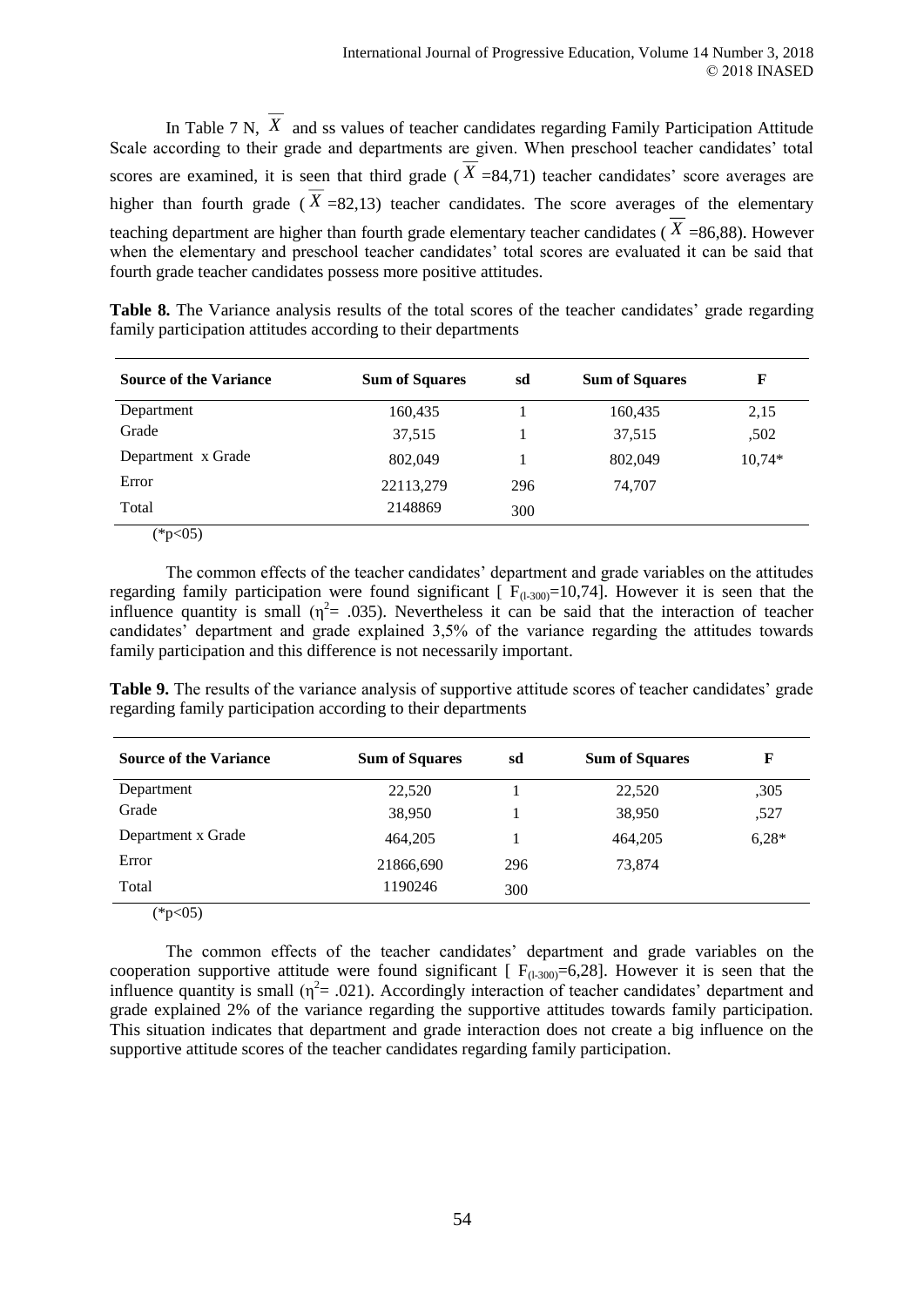In Table 7 N, $\overline{X}$ and ss values of teacher candidates regarding Family Participation Attitude Scale according to their grade and departments are given. When preschool teacher candidates' total scores are examined, it is seen that third grade ($\overline{X}$ =84,71) teacher candidates' score averages are higher than fourth grade ($\overline{X}$ =82,13) teacher candidates. The score averages of the elementary teaching department are higher than fourth grade elementary teacher candidates ($\overline{X}$ =86,88). However when the elementary and preschool teacher candidates' total scores are evaluated it can be said that fourth grade teacher candidates possess more positive attitudes.

**Table 8.** The Variance analysis results of the total scores of the teacher candidates' grade regarding family participation attitudes according to their departments

| Source of the Variance | Sum of Squares | sd | Sum of Squares | F |
|---|---|---|---|---|
| Department | 160,435 | 1 | 160,435 | 2,15 |
| Grade | 37,515 | 1 | 37,515 | ,502 |
| Department x Grade | 802,049 | 1 | 802,049 | 10,74* |
| Error | 22113,279 | 296 | 74,707 | |
| Total | 2148869 | 300 | | |

(*p<05)

The common effects of the teacher candidates' department and grade variables on the attitudes regarding family participation were found significant [ $F_{(l-300)}$=10,74]. However it is seen that the influence quantity is small ($\eta^2$= .035). Nevertheless it can be said that the interaction of teacher candidates' department and grade explained 3,5% of the variance regarding the attitudes towards family participation and this difference is not necessarily important.

**Table 9.** The results of the variance analysis of supportive attitude scores of teacher candidates' grade regarding family participation according to their departments

| Source of the Variance | Sum of Squares | sd | Sum of Squares | F |
|---|---|---|---|---|
| Department | 22,520 | 1 | 22,520 | ,305 |
| Grade | 38,950 | 1 | 38,950 | ,527 |
| Department x Grade | 464,205 | 1 | 464,205 | 6,28* |
| Error | 21866,690 | 296 | 73,874 | |
| Total | 1190246 | 300 | | |

(*p<05)

The common effects of the teacher candidates' department and grade variables on the cooperation supportive attitude were found significant [ $F_{(l-300)}$=6,28]. However it is seen that the influence quantity is small ($\eta^2$= .021). Accordingly interaction of teacher candidates' department and grade explained 2% of the variance regarding the supportive attitudes towards family participation. This situation indicates that department and grade interaction does not create a big influence on the supportive attitude scores of the teacher candidates regarding family participation.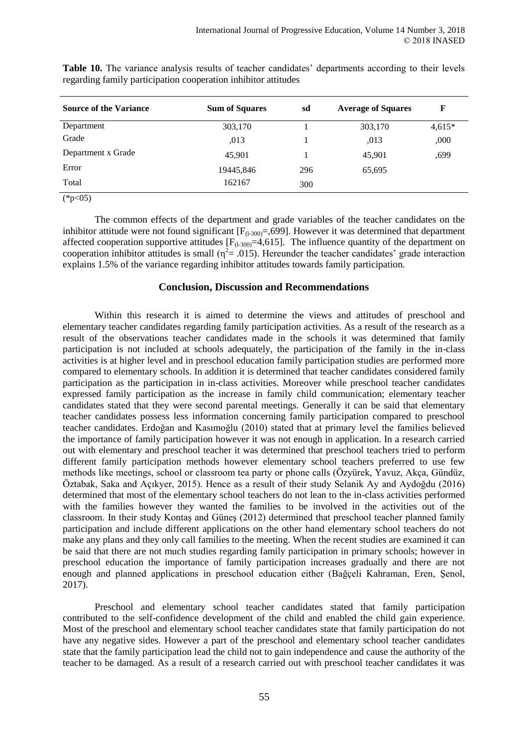**Table 10.** The variance analysis results of teacher candidates' departments according to their levels regarding family participation cooperation inhibitor attitudes

| Source of the Variance | Sum of Squares | sd | Average of Squares | F |
|---|---|---|---|---|
| Department | 303,170 | 1 | 303,170 | 4,615* |
| Grade | ,013 | 1 | ,013 | ,000 |
| Department x Grade | 45,901 | 1 | 45,901 | ,699 |
| Error | 19445,846 | 296 | 65,695 | |
| Total | 162167 | 300 | | |

(*p<05)

The common effects of the department and grade variables of the teacher candidates on the inhibitor attitude were not found significant [$F_{(l\text{-}300)}$=,699]. However it was determined that department affected cooperation supportive attitudes [$F_{(l\text{-}300)}$=4,615]. The influence quantity of the department on cooperation inhibitor attitudes is small ($\eta^2$= .015). Hereunder the teacher candidates' grade interaction explains 1.5% of the variance regarding inhibitor attitudes towards family participation.

## Conclusion, Discussion and Recommendations

Within this research it is aimed to determine the views and attitudes of preschool and elementary teacher candidates regarding family participation activities. As a result of the research as a result of the observations teacher candidates made in the schools it was determined that family participation is not included at schools adequately, the participation of the family in the in-class activities is at higher level and in preschool education family participation studies are performed more compared to elementary schools. In addition it is determined that teacher candidates considered family participation as the participation in in-class activities. Moreover while preschool teacher candidates expressed family participation as the increase in family child communication; elementary teacher candidates stated that they were second parental meetings. Generally it can be said that elementary teacher candidates possess less information concerning family participation compared to preschool teacher candidates. Erdoğan and Kasımoğlu (2010) stated that at primary level the families believed the importance of family participation however it was not enough in application. In a research carried out with elementary and preschool teacher it was determined that preschool teachers tried to perform different family participation methods however elementary school teachers preferred to use few methods like meetings, school or classroom tea party or phone calls (Özyürek, Yavuz, Akça, Gündüz, Öztabak, Saka and Açıkyer, 2015). Hence as a result of their study Selanik Ay and Aydoğdu (2016) determined that most of the elementary school teachers do not lean to the in-class activities performed with the families however they wanted the families to be involved in the activities out of the classroom. In their study Kontaş and Güneş (2012) determined that preschool teacher planned family participation and include different applications on the other hand elementary school teachers do not make any plans and they only call families to the meeting. When the recent studies are examined it can be said that there are not much studies regarding family participation in primary schools; however in preschool education the importance of family participation increases gradually and there are not enough and planned applications in preschool education either (Bağçeli Kahraman, Eren, Şenol, 2017).

Preschool and elementary school teacher candidates stated that family participation contributed to the self-confidence development of the child and enabled the child gain experience. Most of the preschool and elementary school teacher candidates state that family participation do not have any negative sides. However a part of the preschool and elementary school teacher candidates state that the family participation lead the child not to gain independence and cause the authority of the teacher to be damaged. As a result of a research carried out with preschool teacher candidates it was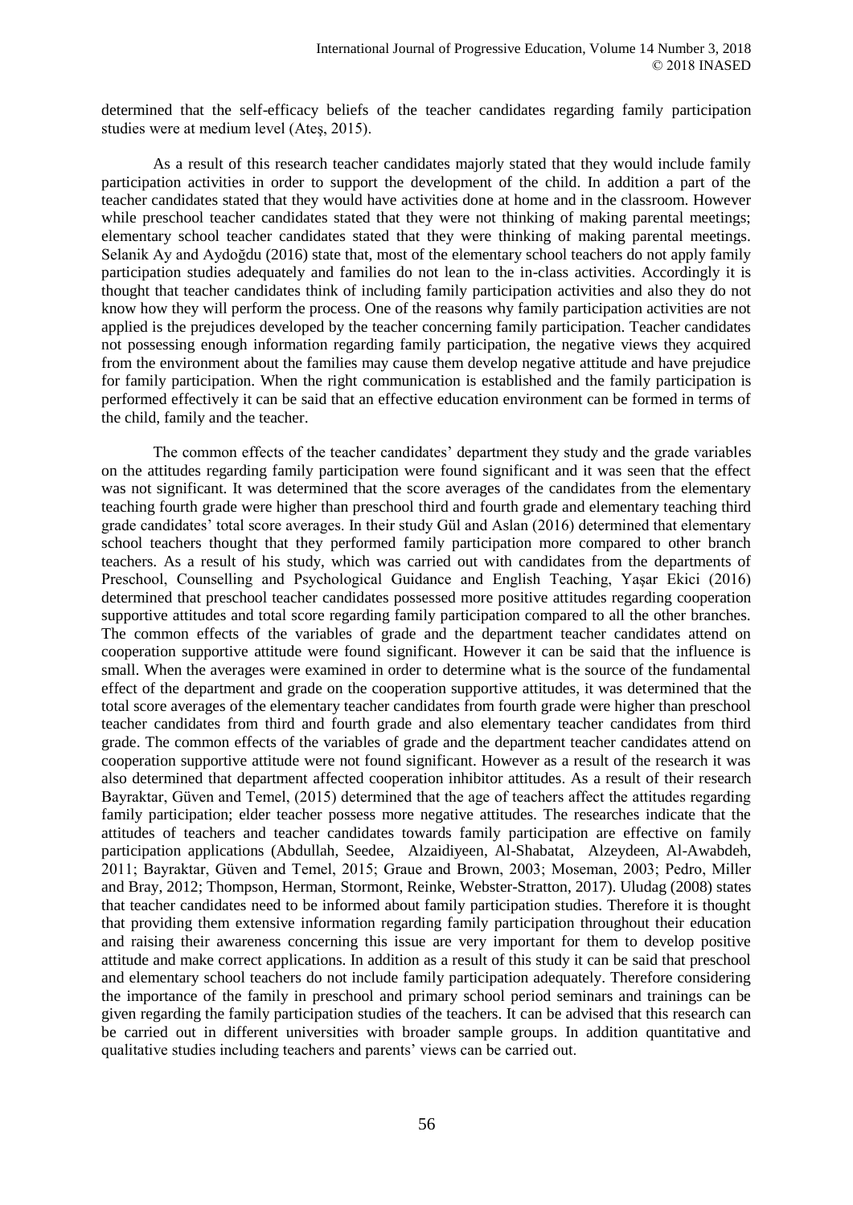determined that the self-efficacy beliefs of the teacher candidates regarding family participation studies were at medium level (Ateş, 2015).

As a result of this research teacher candidates majorly stated that they would include family participation activities in order to support the development of the child. In addition a part of the teacher candidates stated that they would have activities done at home and in the classroom. However while preschool teacher candidates stated that they were not thinking of making parental meetings; elementary school teacher candidates stated that they were thinking of making parental meetings. Selanik Ay and Aydoğdu (2016) state that, most of the elementary school teachers do not apply family participation studies adequately and families do not lean to the in-class activities. Accordingly it is thought that teacher candidates think of including family participation activities and also they do not know how they will perform the process. One of the reasons why family participation activities are not applied is the prejudices developed by the teacher concerning family participation. Teacher candidates not possessing enough information regarding family participation, the negative views they acquired from the environment about the families may cause them develop negative attitude and have prejudice for family participation. When the right communication is established and the family participation is performed effectively it can be said that an effective education environment can be formed in terms of the child, family and the teacher.

The common effects of the teacher candidates' department they study and the grade variables on the attitudes regarding family participation were found significant and it was seen that the effect was not significant. It was determined that the score averages of the candidates from the elementary teaching fourth grade were higher than preschool third and fourth grade and elementary teaching third grade candidates' total score averages. In their study Gül and Aslan (2016) determined that elementary school teachers thought that they performed family participation more compared to other branch teachers. As a result of his study, which was carried out with candidates from the departments of Preschool, Counselling and Psychological Guidance and English Teaching, Yaşar Ekici (2016) determined that preschool teacher candidates possessed more positive attitudes regarding cooperation supportive attitudes and total score regarding family participation compared to all the other branches. The common effects of the variables of grade and the department teacher candidates attend on cooperation supportive attitude were found significant. However it can be said that the influence is small. When the averages were examined in order to determine what is the source of the fundamental effect of the department and grade on the cooperation supportive attitudes, it was determined that the total score averages of the elementary teacher candidates from fourth grade were higher than preschool teacher candidates from third and fourth grade and also elementary teacher candidates from third grade. The common effects of the variables of grade and the department teacher candidates attend on cooperation supportive attitude were not found significant. However as a result of the research it was also determined that department affected cooperation inhibitor attitudes. As a result of their research Bayraktar, Güven and Temel, (2015) determined that the age of teachers affect the attitudes regarding family participation; elder teacher possess more negative attitudes. The researches indicate that the attitudes of teachers and teacher candidates towards family participation are effective on family participation applications (Abdullah, Seedee, Alzaidiyeen, Al-Shabatat, Alzeydeen, Al-Awabdeh, 2011; Bayraktar, Güven and Temel, 2015; Graue and Brown, 2003; Moseman, 2003; Pedro, Miller and Bray, 2012; Thompson, Herman, Stormont, Reinke, Webster-Stratton, 2017). Uludag (2008) states that teacher candidates need to be informed about family participation studies. Therefore it is thought that providing them extensive information regarding family participation throughout their education and raising their awareness concerning this issue are very important for them to develop positive attitude and make correct applications. In addition as a result of this study it can be said that preschool and elementary school teachers do not include family participation adequately. Therefore considering the importance of the family in preschool and primary school period seminars and trainings can be given regarding the family participation studies of the teachers. It can be advised that this research can be carried out in different universities with broader sample groups. In addition quantitative and qualitative studies including teachers and parents' views can be carried out.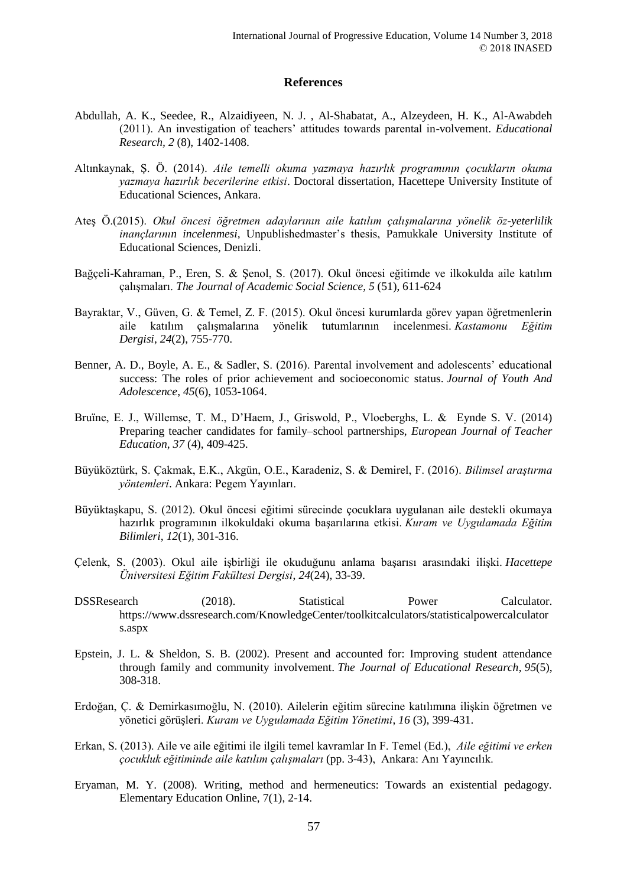## References

Abdullah, A. K., Seedee, R., Alzaidiyeen, N. J. , Al-Shabatat, A., Alzeydeen, H. K., Al-Awabdeh (2011). An investigation of teachers' attitudes towards parental in-volvement. *Educational Research, 2* (8), 1402-1408.

Altınkaynak, Ş. Ö. (2014). *Aile temelli okuma yazmaya hazırlık programının çocukların okuma yazmaya hazırlık becerilerine etkisi*. Doctoral dissertation, Hacettepe University Institute of Educational Sciences, Ankara.

Ateş Ö.(2015). *Okul öncesi öğretmen adaylarının aile katılım çalışmalarına yönelik öz-yeterlilik inançlarının incelenmesi*, Unpublishedmaster's thesis, Pamukkale University Institute of Educational Sciences, Denizli.

Bağçeli-Kahraman, P., Eren, S. & Şenol, S. (2017). Okul öncesi eğitimde ve ilkokulda aile katılım çalışmaları. *The Journal of Academic Social Science, 5* (51), 611-624

Bayraktar, V., Güven, G. & Temel, Z. F. (2015). Okul öncesi kurumlarda görev yapan öğretmenlerin aile katılım çalışmalarına yönelik tutumlarının incelenmesi. *Kastamonu Eğitim Dergisi*, *24*(2), 755-770.

Benner, A. D., Boyle, A. E., & Sadler, S. (2016). Parental involvement and adolescents' educational success: The roles of prior achievement and socioeconomic status. *Journal of Youth And Adolescence*, *45*(6), 1053-1064.

Bruïne, E. J., Willemse, T. M., D'Haem, J., Griswold, P., Vloeberghs, L. & Eynde S. V. (2014) Preparing teacher candidates for family–school partnerships, *European Journal of Teacher Education*, *37* (4), 409-425.

Büyüköztürk, S. Çakmak, E.K., Akgün, O.E., Karadeniz, S. & Demirel, F. (2016). *Bilimsel araştırma yöntemleri*. Ankara: Pegem Yayınları.

Büyüktaşkapu, S. (2012). Okul öncesi eğitimi sürecinde çocuklara uygulanan aile destekli okumaya hazırlık programının ilkokuldaki okuma başarılarına etkisi. *Kuram ve Uygulamada Eğitim Bilimleri*, *12*(1), 301-316.

Çelenk, S. (2003). Okul aile işbirliği ile okuduğunu anlama başarısı arasındaki ilişki. *Hacettepe Üniversitesi Eğitim Fakültesi Dergisi*, *24*(24), 33-39.

DSSResearch (2018). Statistical Power Calculator. https://www.dssresearch.com/KnowledgeCenter/toolkitcalculators/statisticalpowercalculators.aspx

Epstein, J. L. & Sheldon, S. B. (2002). Present and accounted for: Improving student attendance through family and community involvement. *The Journal of Educational Research*, *95*(5), 308-318.

Erdoğan, Ç. & Demirkasımoğlu, N. (2010). Ailelerin eğitim sürecine katılımına ilişkin öğretmen ve yönetici görüşleri. *Kuram ve Uygulamada Eğitim Yönetimi*, *16* (3), 399-431.

Erkan, S. (2013). Aile ve aile eğitimi ile ilgili temel kavramlar In F. Temel (Ed.), *Aile eğitimi ve erken çocukluk eğitiminde aile katılım çalışmaları* (pp. 3-43), Ankara: Anı Yayıncılık.

Eryaman, M. Y. (2008). Writing, method and hermeneutics: Towards an existential pedagogy. Elementary Education Online, 7(1), 2-14.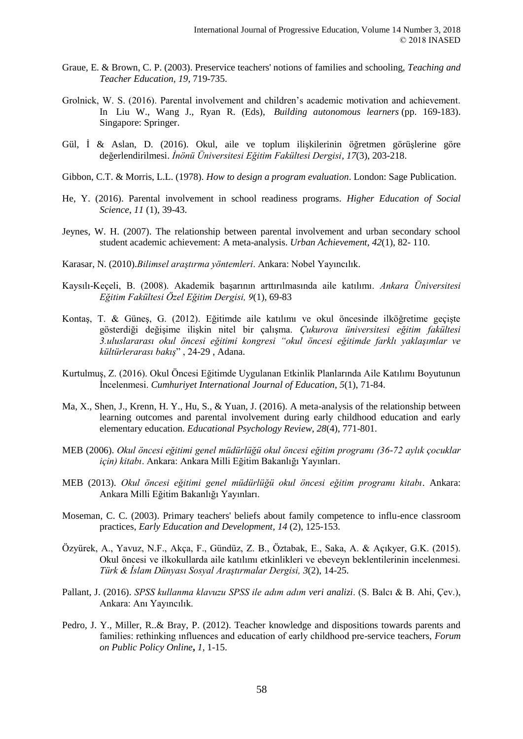Graue, E. & Brown, C. P. (2003). Preservice teachers' notions of families and schooling, *Teaching and Teacher Education, 19*, 719-735.

Grolnick, W. S. (2016). Parental involvement and children's academic motivation and achievement. In Liu W., Wang J., Ryan R. (Eds), *Building autonomous learners* (pp. 169-183). Singapore: Springer.

Gül, İ & Aslan, D. (2016). Okul, aile ve toplum ilişkilerinin öğretmen görüşlerine göre değerlendirilmesi. *İnönü Üniversitesi Eğitim Fakültesi Dergisi*, *17*(3), 203-218.

Gibbon, C.T. & Morris, L.L. (1978). *How to design a program evaluation*. London: Sage Publication.

He, Y. (2016). Parental involvement in school readiness programs. *Higher Education of Social Science*, *11* (1), 39-43.

Jeynes, W. H. (2007). The relationship between parental involvement and urban secondary school student academic achievement: A meta-analysis. *Urban Achievement, 42*(1), 82- 110.

Karasar, N. (2010).*Bilimsel araştırma yöntemleri*. Ankara: Nobel Yayıncılık.

Kaysılı-Keçeli, B. (2008). Akademik başarının arttırılmasında aile katılımı. *Ankara Üniversitesi Eğitim Fakültesi Özel Eğitim Dergisi, 9*(1), 69-83

Kontaş, T. & Güneş, G. (2012). Eğitimde aile katılımı ve okul öncesinde ilköğretime geçişte gösterdiği değişime ilişkin nitel bir çalışma. *Çukurova üniversitesi eğitim fakültesi 3.uluslararası okul öncesi eğitimi kongresi "okul öncesi eğitimde farklı yaklaşımlar ve kültürlerarası bakış*" , 24-29 , Adana.

Kurtulmuş, Z. (2016). Okul Öncesi Eğitimde Uygulanan Etkinlik Planlarında Aile Katılımı Boyutunun İncelenmesi. *Cumhuriyet International Journal of Education*, *5*(1), 71-84.

Ma, X., Shen, J., Krenn, H. Y., Hu, S., & Yuan, J. (2016). A meta-analysis of the relationship between learning outcomes and parental involvement during early childhood education and early elementary education. *Educational Psychology Review*, *28*(4), 771-801.

MEB (2006). *Okul öncesi eğitimi genel müdürlüğü okul öncesi eğitim programı (36-72 aylık çocuklar için) kitabı*. Ankara: Ankara Milli Eğitim Bakanlığı Yayınları.

MEB (2013). *Okul öncesi eğitimi genel müdürlüğü okul öncesi eğitim programı kitabı*. Ankara: Ankara Milli Eğitim Bakanlığı Yayınları.

Moseman, C. C. (2003). Primary teachers' beliefs about family competence to influ-ence classroom practices, *Early Education and Development, 14* (2), 125-153.

Özyürek, A., Yavuz, N.F., Akça, F., Gündüz, Z. B., Öztabak, E., Saka, A. & Açıkyer, G.K. (2015). Okul öncesi ve ilkokullarda aile katılımı etkinlikleri ve ebeveyn beklentilerinin incelenmesi. *Türk & İslam Dünyası Sosyal Araştırmalar Dergisi, 3*(2), 14-25.

Pallant, J. (2016). *SPSS kullanma klavuzu SPSS ile adım adım veri analizi*. (S. Balcı & B. Ahi, Çev.), Ankara: Anı Yayıncılık.

Pedro, J. Y., Miller, R..& Bray, P. (2012). Teacher knowledge and dispositions towards parents and families: rethinking ınfluences and education of early childhood pre-service teachers, *Forum on Public Policy Online***,** *1,* 1-15.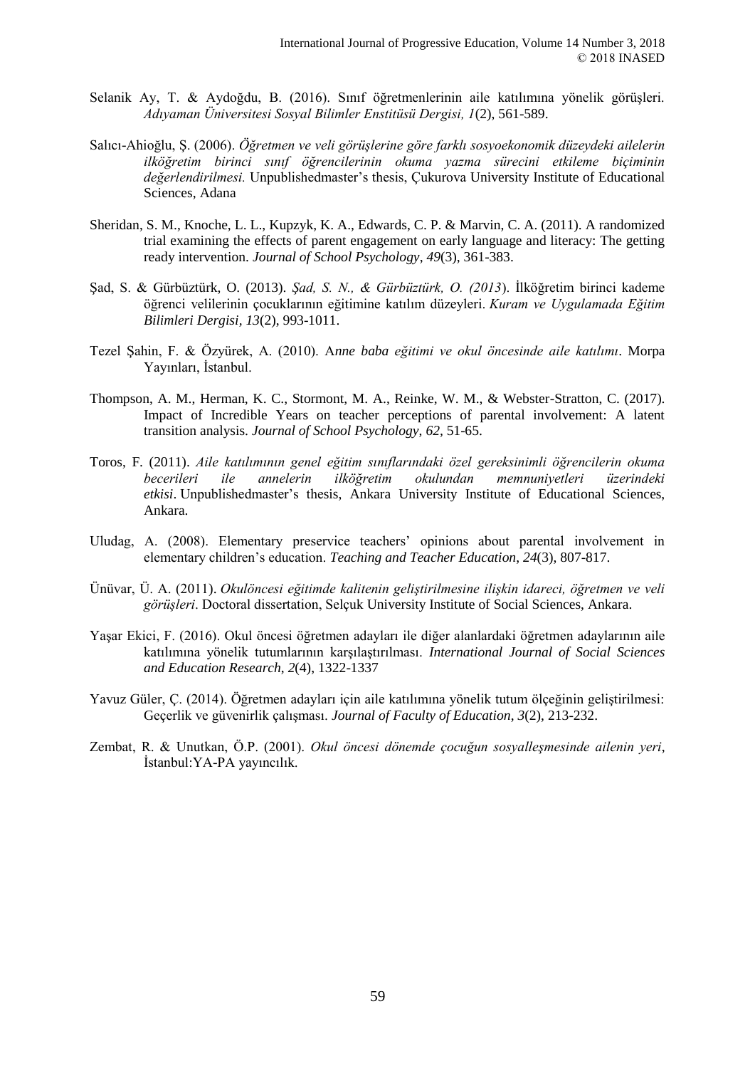Selanik Ay, T. & Aydoğdu, B. (2016). Sınıf öğretmenlerinin aile katılımına yönelik görüşleri. *Adıyaman Üniversitesi Sosyal Bilimler Enstitüsü Dergisi, 1*(2), 561-589.

Salıcı-Ahioğlu, Ş. (2006). *Öğretmen ve veli görüşlerine göre farklı sosyoekonomik düzeydeki ailelerin ilköğretim birinci sınıf öğrencilerinin okuma yazma sürecini etkileme biçiminin değerlendirilmesi.* Unpublishedmaster's thesis, Çukurova University Institute of Educational Sciences, Adana

Sheridan, S. M., Knoche, L. L., Kupzyk, K. A., Edwards, C. P. & Marvin, C. A. (2011). A randomized trial examining the effects of parent engagement on early language and literacy: The getting ready intervention. *Journal of School Psychology*, *49*(3), 361-383.

Şad, S. & Gürbüztürk, O. (2013). *Şad, S. N., & Gürbüztürk, O. (2013*). İlköğretim birinci kademe öğrenci velilerinin çocuklarının eğitimine katılım düzeyleri. *Kuram ve Uygulamada Eğitim Bilimleri Dergisi, 13*(2), 993-1011.

Tezel Şahin, F. & Özyürek, A. (2010). A*nne baba eğitimi ve okul öncesinde aile katılımı*. Morpa Yayınları, İstanbul.

Thompson, A. M., Herman, K. C., Stormont, M. A., Reinke, W. M., & Webster-Stratton, C. (2017). Impact of Incredible Years on teacher perceptions of parental involvement: A latent transition analysis. *Journal of School Psychology*, *62*, 51-65.

Toros, F. (2011). *Aile katılımının genel eğitim sınıflarındaki özel gereksinimli öğrencilerin okuma becerileri ile annelerin ilköğretim okulundan memnuniyetleri üzerindeki etkisi*. Unpublishedmaster's thesis, Ankara University Institute of Educational Sciences, Ankara.

Uludag, A. (2008). Elementary preservice teachers' opinions about parental involvement in elementary children's education. *Teaching and Teacher Education*, *24*(3), 807-817.

Ünüvar, Ü. A. (2011). *Okulöncesi eğitimde kalitenin geliştirilmesine ilişkin idareci, öğretmen ve veli görüşleri*. Doctoral dissertation, Selçuk University Institute of Social Sciences, Ankara.

Yaşar Ekici, F. (2016). Okul öncesi öğretmen adayları ile diğer alanlardaki öğretmen adaylarının aile katılımına yönelik tutumlarının karşılaştırılması. *International Journal of Social Sciences and Education Research, 2*(4), 1322-1337

Yavuz Güler, Ç. (2014). Öğretmen adayları için aile katılımına yönelik tutum ölçeğinin geliştirilmesi: Geçerlik ve güvenirlik çalışması. *Journal of Faculty of Education*, *3*(2), 213-232.

Zembat, R. & Unutkan, Ö.P. (2001). *Okul öncesi dönemde çocuğun sosyalleşmesinde ailenin yeri*, İstanbul:YA-PA yayıncılık.